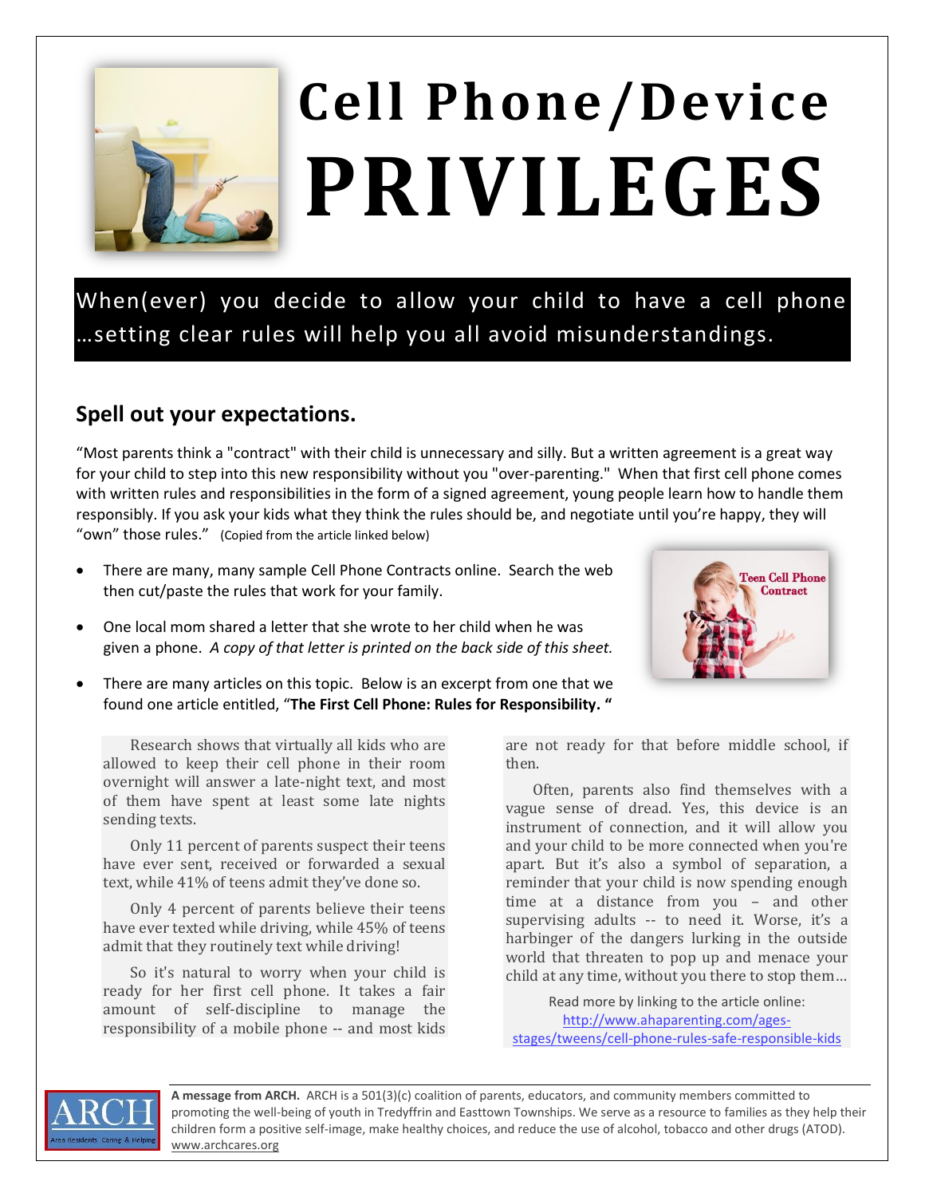# Cell Phone/Device PRIVILEGES

**When(ever) you decide to allow your child to have a cell phone …setting clear rules will help you all avoid misunderstandings.**

## Spell out your expectations.

"Most parents think a "contract" with their child is unnecessary and silly. But a written agreement is a great way for your child to step into this new responsibility without you "over-parenting." When that first cell phone comes with written rules and responsibilities in the form of a signed agreement, young people learn how to handle them responsibly. If you ask your kids what they think the rules should be, and negotiate until you're happy, they will "own" those rules." (Copied from the article linked below)

- There are many, many sample Cell Phone Contracts online. Search the web then cut/paste the rules that work for your family.
- One local mom shared a letter that she wrote to her child when he was given a phone. *A copy of that letter is printed on the back side of this sheet.*
- There are many articles on this topic. Below is an excerpt from one that we found one article entitled, "**The First Cell Phone: Rules for Responsibility. "**

Research shows that virtually all kids who are allowed to keep their cell phone in their room overnight will answer a late-night text, and most of them have spent at least some late nights sending texts.

Only 11 percent of parents suspect their teens have ever sent, received or forwarded a sexual text, while 41% of teens admit they've done so.

Only 4 percent of parents believe their teens have ever texted while driving, while 45% of teens admit that they routinely text while driving!

So it's natural to worry when your child is ready for her first cell phone. It takes a fair amount of self-discipline to manage the responsibility of a mobile phone -- and most kids are not ready for that before middle school, if then.

Often, parents also find themselves with a vague sense of dread. Yes, this device is an instrument of connection, and it will allow you and your child to be more connected when you're apart. But it's also a symbol of separation, a reminder that your child is now spending enough time at a distance from you – and other supervising adults -- to need it. Worse, it's a harbinger of the dangers lurking in the outside world that threaten to pop up and menace your child at any time, without you there to stop them…

Read more by linking to the article online: http://www.ahaparenting.com/ages-stages/tweens/cell-phone-rules-safe-responsible-kids

**A message from ARCH.** ARCH is a 501(3)(c) coalition of parents, educators, and community members committed to promoting the well-being of youth in Tredyffrin and Easttown Townships. We serve as a resource to families as they help their children form a positive self-image, make healthy choices, and reduce the use of alcohol, tobacco and other drugs (ATOD). www.archcares.org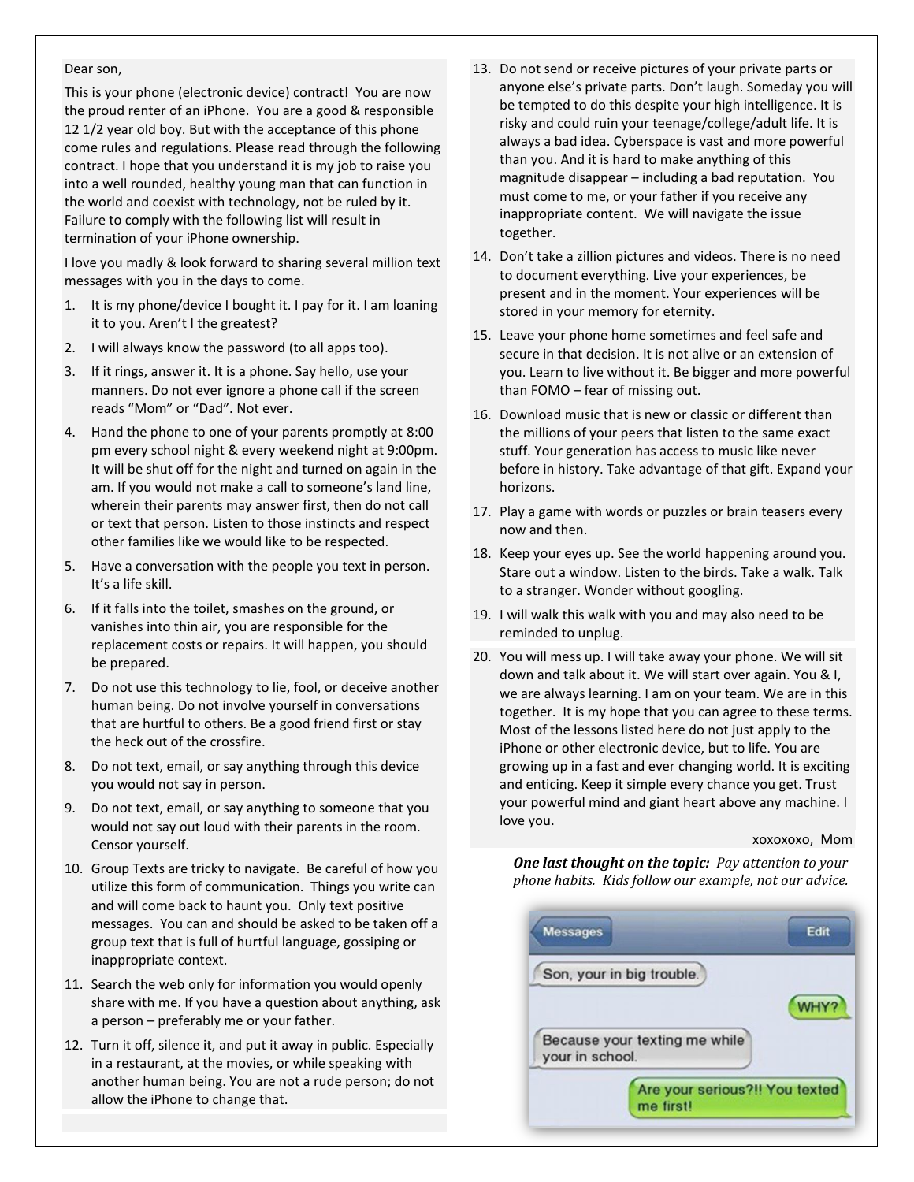Dear son,

This is your phone (electronic device) contract! You are now the proud renter of an iPhone. You are a good & responsible 12 1/2 year old boy. But with the acceptance of this phone come rules and regulations. Please read through the following contract. I hope that you understand it is my job to raise you into a well rounded, healthy young man that can function in the world and coexist with technology, not be ruled by it. Failure to comply with the following list will result in termination of your iPhone ownership.

I love you madly & look forward to sharing several million text messages with you in the days to come.

1. It is my phone/device I bought it. I pay for it. I am loaning it to you. Aren't I the greatest?
2. I will always know the password (to all apps too).
3. If it rings, answer it. It is a phone. Say hello, use your manners. Do not ever ignore a phone call if the screen reads "Mom" or "Dad". Not ever.
4. Hand the phone to one of your parents promptly at 8:00 pm every school night & every weekend night at 9:00pm. It will be shut off for the night and turned on again in the am. If you would not make a call to someone's land line, wherein their parents may answer first, then do not call or text that person. Listen to those instincts and respect other families like we would like to be respected.
5. Have a conversation with the people you text in person. It's a life skill.
6. If it falls into the toilet, smashes on the ground, or vanishes into thin air, you are responsible for the replacement costs or repairs. It will happen, you should be prepared.
7. Do not use this technology to lie, fool, or deceive another human being. Do not involve yourself in conversations that are hurtful to others. Be a good friend first or stay the heck out of the crossfire.
8. Do not text, email, or say anything through this device you would not say in person.
9. Do not text, email, or say anything to someone that you would not say out loud with their parents in the room. Censor yourself.
10. Group Texts are tricky to navigate. Be careful of how you utilize this form of communication. Things you write can and will come back to haunt you. Only text positive messages. You can and should be asked to be taken off a group text that is full of hurtful language, gossiping or inappropriate context.
11. Search the web only for information you would openly share with me. If you have a question about anything, ask a person – preferably me or your father.
12. Turn it off, silence it, and put it away in public. Especially in a restaurant, at the movies, or while speaking with another human being. You are not a rude person; do not allow the iPhone to change that.
13. Do not send or receive pictures of your private parts or anyone else's private parts. Don't laugh. Someday you will be tempted to do this despite your high intelligence. It is risky and could ruin your teenage/college/adult life. It is always a bad idea. Cyberspace is vast and more powerful than you. And it is hard to make anything of this magnitude disappear – including a bad reputation. You must come to me, or your father if you receive any inappropriate content. We will navigate the issue together.
14. Don't take a zillion pictures and videos. There is no need to document everything. Live your experiences, be present and in the moment. Your experiences will be stored in your memory for eternity.
15. Leave your phone home sometimes and feel safe and secure in that decision. It is not alive or an extension of you. Learn to live without it. Be bigger and more powerful than FOMO – fear of missing out.
16. Download music that is new or classic or different than the millions of your peers that listen to the same exact stuff. Your generation has access to music like never before in history. Take advantage of that gift. Expand your horizons.
17. Play a game with words or puzzles or brain teasers every now and then.
18. Keep your eyes up. See the world happening around you. Stare out a window. Listen to the birds. Take a walk. Talk to a stranger. Wonder without googling.
19. I will walk this walk with you and may also need to be reminded to unplug.
20. You will mess up. I will take away your phone. We will sit down and talk about it. We will start over again. You & I, we are always learning. I am on your team. We are in this together. It is my hope that you can agree to these terms. Most of the lessons listed here do not just apply to the iPhone or other electronic device, but to life. You are growing up in a fast and ever changing world. It is exciting and enticing. Keep it simple every chance you get. Trust your powerful mind and giant heart above any machine. I love you.

xoxoxoxo, Mom

***One last thought on the topic:*** *Pay attention to your phone habits. Kids follow our example, not our advice.*

Messages

Edit

Son, your in big trouble.

WHY?

Because your texting me while your in school.

Are your serious?!! You texted me first!